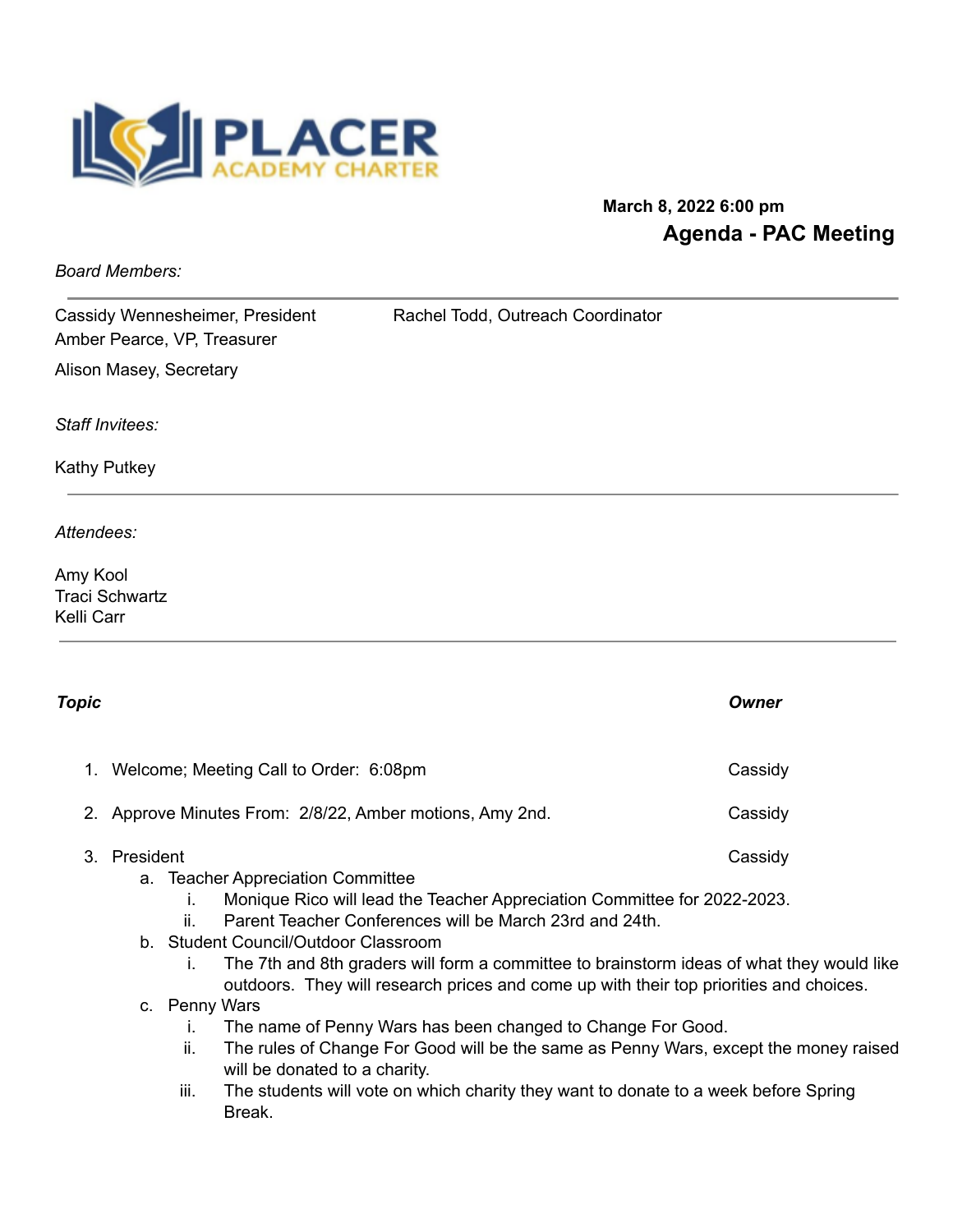**PLACER ACADEMY CHARTER**

**March 8, 2022 6:00 pm**

## Agenda - PAC Meeting

*Board Members:*

Cassidy Wennesheimer, President
Amber Pearce, VP, Treasurer
Alison Masey, Secretary
Rachel Todd, Outreach Coordinator

*Staff Invitees:*

Kathy Putkey

*Attendees:*

Amy Kool
Traci Schwartz
Kelli Carr

| *Topic* | *Owner* |
|---|---|
| 1. Welcome; Meeting Call to Order: 6:08pm | Cassidy |
| 2. Approve Minutes From: 2/8/22, Amber motions, Amy 2nd. | Cassidy |
| 3. President | Cassidy |

a. Teacher Appreciation Committee
   i. Monique Rico will lead the Teacher Appreciation Committee for 2022-2023.
   ii. Parent Teacher Conferences will be March 23rd and 24th.

b. Student Council/Outdoor Classroom
   i. The 7th and 8th graders will form a committee to brainstorm ideas of what they would like outdoors. They will research prices and come up with their top priorities and choices.

c. Penny Wars
   i. The name of Penny Wars has been changed to Change For Good.
   ii. The rules of Change For Good will be the same as Penny Wars, except the money raised will be donated to a charity.
   iii. The students will vote on which charity they want to donate to a week before Spring Break.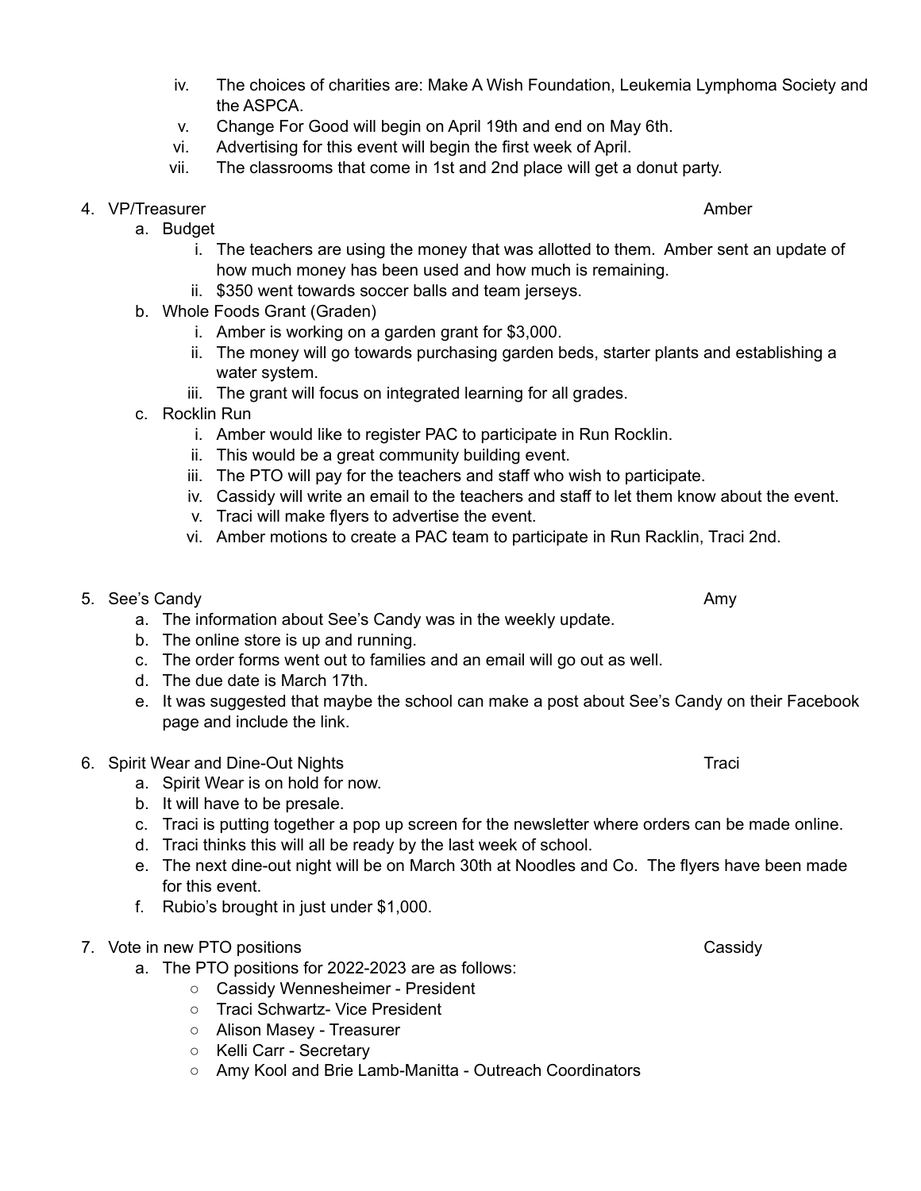iv. The choices of charities are: Make A Wish Foundation, Leukemia Lymphoma Society and the ASPCA.
   v. Change For Good will begin on April 19th and end on May 6th.
   vi. Advertising for this event will begin the first week of April.
   vii. The classrooms that come in 1st and 2nd place will get a donut party.

4. VP/Treasurer — Amber
   a. Budget
      i. The teachers are using the money that was allotted to them. Amber sent an update of how much money has been used and how much is remaining.
      ii. $350 went towards soccer balls and team jerseys.
   b. Whole Foods Grant (Graden)
      i. Amber is working on a garden grant for $3,000.
      ii. The money will go towards purchasing garden beds, starter plants and establishing a water system.
      iii. The grant will focus on integrated learning for all grades.
   c. Rocklin Run
      i. Amber would like to register PAC to participate in Run Rocklin.
      ii. This would be a great community building event.
      iii. The PTO will pay for the teachers and staff who wish to participate.
      iv. Cassidy will write an email to the teachers and staff to let them know about the event.
      v. Traci will make flyers to advertise the event.
      vi. Amber motions to create a PAC team to participate in Run Racklin, Traci 2nd.

5. See's Candy — Amy
   a. The information about See's Candy was in the weekly update.
   b. The online store is up and running.
   c. The order forms went out to families and an email will go out as well.
   d. The due date is March 17th.
   e. It was suggested that maybe the school can make a post about See's Candy on their Facebook page and include the link.

6. Spirit Wear and Dine-Out Nights — Traci
   a. Spirit Wear is on hold for now.
   b. It will have to be presale.
   c. Traci is putting together a pop up screen for the newsletter where orders can be made online.
   d. Traci thinks this will all be ready by the last week of school.
   e. The next dine-out night will be on March 30th at Noodles and Co. The flyers have been made for this event.
   f. Rubio's brought in just under $1,000.

7. Vote in new PTO positions — Cassidy
   a. The PTO positions for 2022-2023 are as follows:
      - Cassidy Wennesheimer - President
      - Traci Schwartz- Vice President
      - Alison Masey - Treasurer
      - Kelli Carr - Secretary
      - Amy Kool and Brie Lamb-Manitta - Outreach Coordinators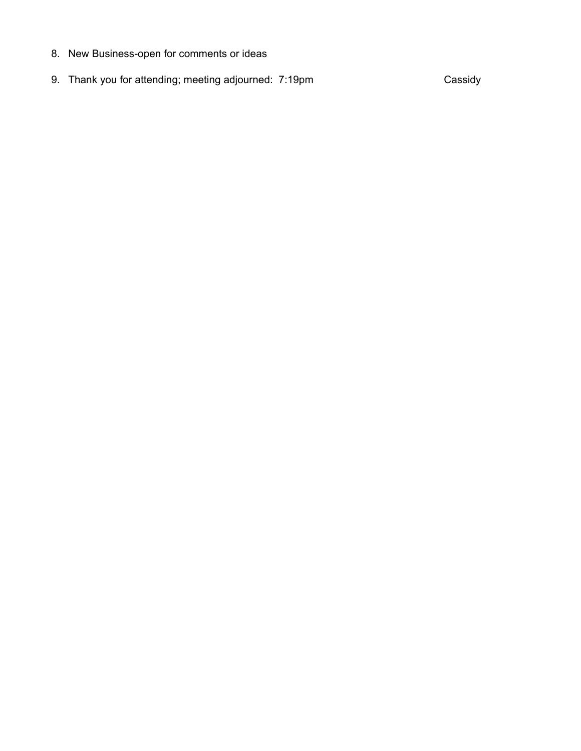8. New Business-open for comments or ideas
9. Thank you for attending; meeting adjourned: 7:19pm Cassidy